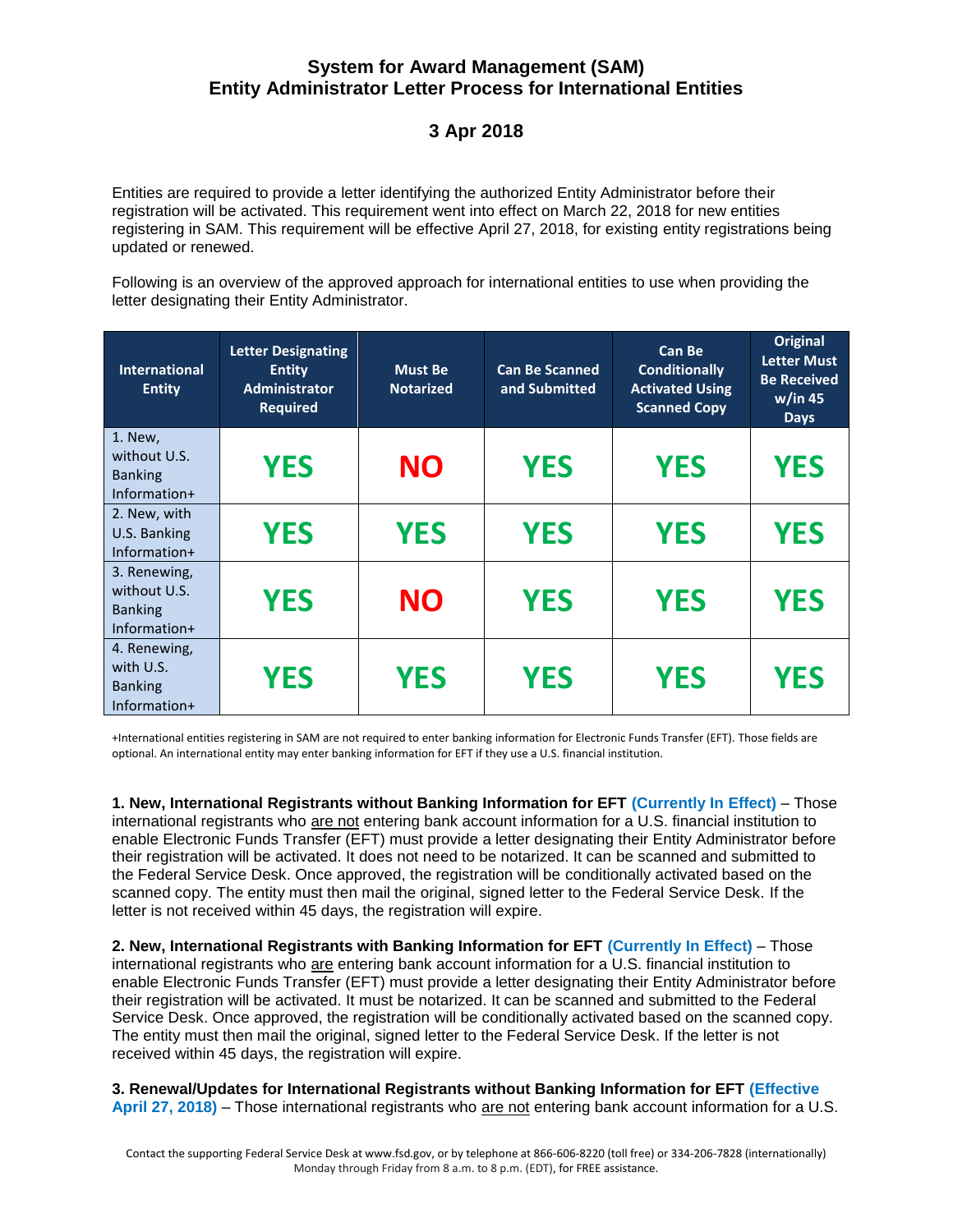# System for Award Management (SAM)
# Entity Administrator Letter Process for International Entities

## 3 Apr 2018

Entities are required to provide a letter identifying the authorized Entity Administrator before their registration will be activated. This requirement went into effect on March 22, 2018 for new entities registering in SAM. This requirement will be effective April 27, 2018, for existing entity registrations being updated or renewed.

Following is an overview of the approved approach for international entities to use when providing the letter designating their Entity Administrator.

| International Entity | Letter Designating Entity Administrator Required | Must Be Notarized | Can Be Scanned and Submitted | Can Be Conditionally Activated Using Scanned Copy | Original Letter Must Be Received w/in 45 Days |
|---|---|---|---|---|---|
| 1. New, without U.S. Banking Information+ | YES | NO | YES | YES | YES |
| 2. New, with U.S. Banking Information+ | YES | YES | YES | YES | YES |
| 3. Renewing, without U.S. Banking Information+ | YES | NO | YES | YES | YES |
| 4. Renewing, with U.S. Banking Information+ | YES | YES | YES | YES | YES |

+International entities registering in SAM are not required to enter banking information for Electronic Funds Transfer (EFT). Those fields are optional. An international entity may enter banking information for EFT if they use a U.S. financial institution.

**1. New, International Registrants without Banking Information for EFT (Currently In Effect)** – Those international registrants who are not entering bank account information for a U.S. financial institution to enable Electronic Funds Transfer (EFT) must provide a letter designating their Entity Administrator before their registration will be activated. It does not need to be notarized. It can be scanned and submitted to the Federal Service Desk. Once approved, the registration will be conditionally activated based on the scanned copy. The entity must then mail the original, signed letter to the Federal Service Desk. If the letter is not received within 45 days, the registration will expire.

**2. New, International Registrants with Banking Information for EFT (Currently In Effect)** – Those international registrants who are entering bank account information for a U.S. financial institution to enable Electronic Funds Transfer (EFT) must provide a letter designating their Entity Administrator before their registration will be activated. It must be notarized. It can be scanned and submitted to the Federal Service Desk. Once approved, the registration will be conditionally activated based on the scanned copy. The entity must then mail the original, signed letter to the Federal Service Desk. If the letter is not received within 45 days, the registration will expire.

**3. Renewal/Updates for International Registrants without Banking Information for EFT (Effective April 27, 2018)** – Those international registrants who are not entering bank account information for a U.S.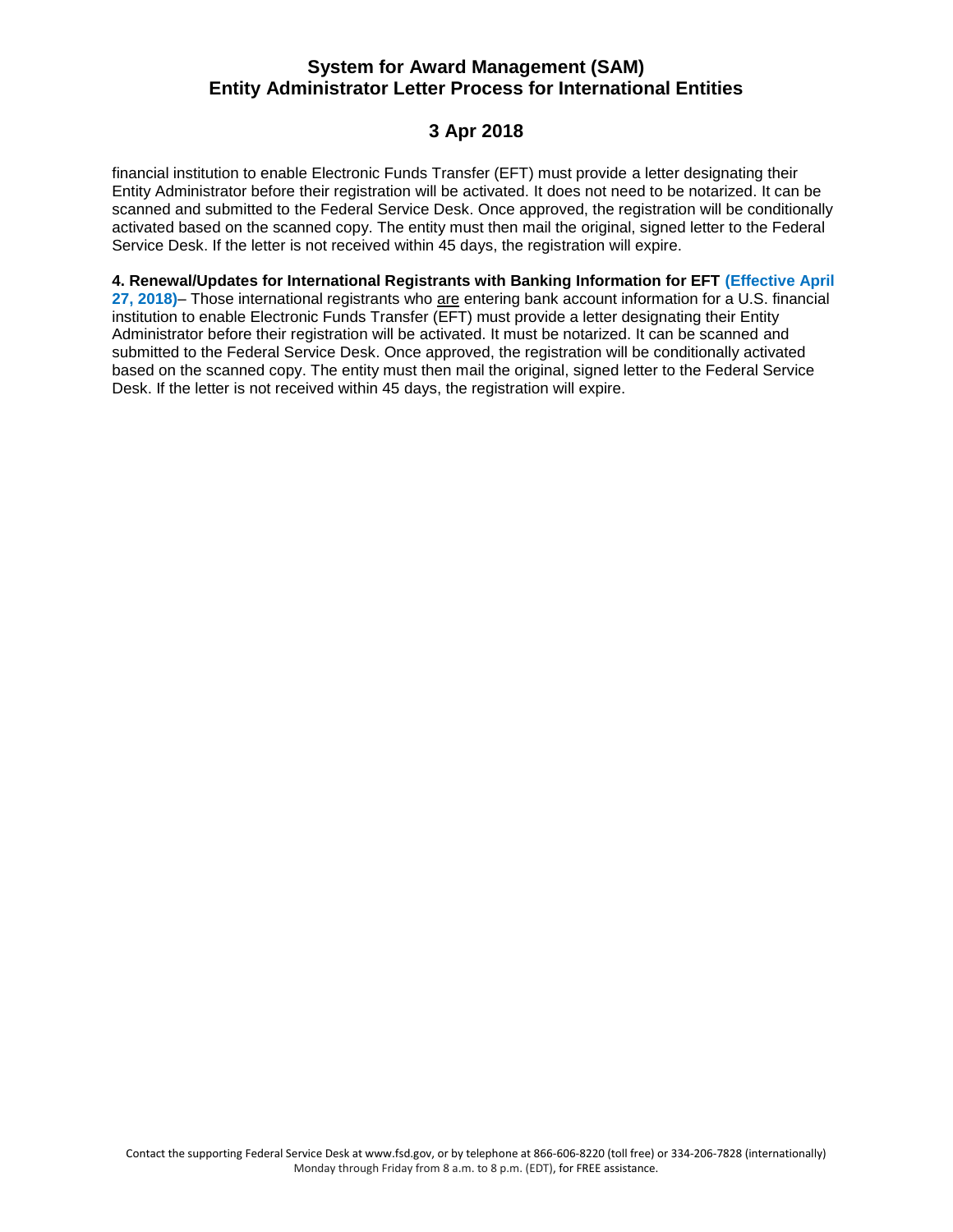financial institution to enable Electronic Funds Transfer (EFT) must provide a letter designating their Entity Administrator before their registration will be activated. It does not need to be notarized. It can be scanned and submitted to the Federal Service Desk. Once approved, the registration will be conditionally activated based on the scanned copy. The entity must then mail the original, signed letter to the Federal Service Desk. If the letter is not received within 45 days, the registration will expire.

**4. Renewal/Updates for International Registrants with Banking Information for EFT (Effective April 27, 2018)**– Those international registrants who are entering bank account information for a U.S. financial institution to enable Electronic Funds Transfer (EFT) must provide a letter designating their Entity Administrator before their registration will be activated. It must be notarized. It can be scanned and submitted to the Federal Service Desk. Once approved, the registration will be conditionally activated based on the scanned copy. The entity must then mail the original, signed letter to the Federal Service Desk. If the letter is not received within 45 days, the registration will expire.